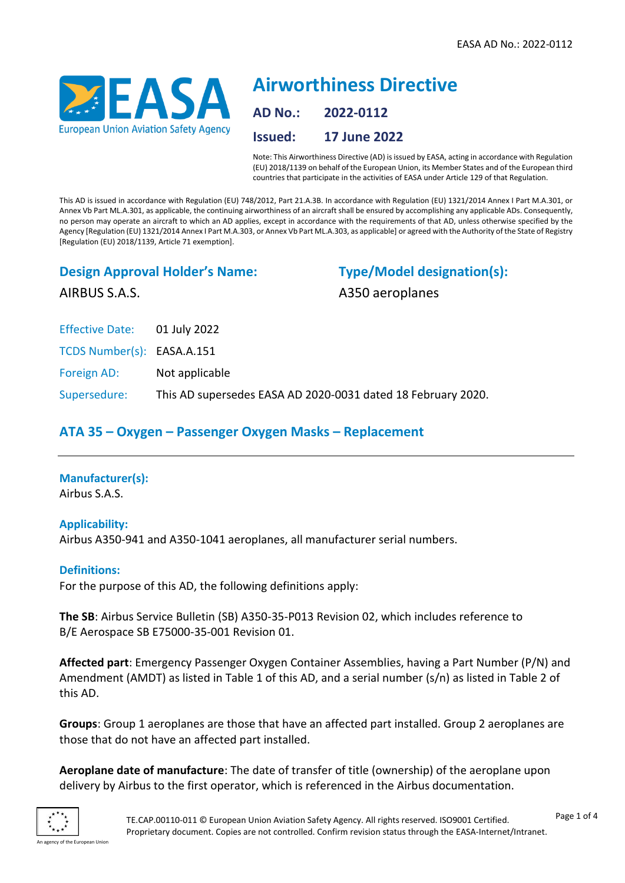# Airworthiness Directive

**AD No.:** 2022-0112

**Issued:** 17 June 2022

Note: This Airworthiness Directive (AD) is issued by EASA, acting in accordance with Regulation (EU) 2018/1139 on behalf of the European Union, its Member States and of the European third countries that participate in the activities of EASA under Article 129 of that Regulation.

This AD is issued in accordance with Regulation (EU) 748/2012, Part 21.A.3B. In accordance with Regulation (EU) 1321/2014 Annex I Part M.A.301, or Annex Vb Part ML.A.301, as applicable, the continuing airworthiness of an aircraft shall be ensured by accomplishing any applicable ADs. Consequently, no person may operate an aircraft to which an AD applies, except in accordance with the requirements of that AD, unless otherwise specified by the Agency [Regulation (EU) 1321/2014 Annex I Part M.A.303, or Annex Vb Part ML.A.303, as applicable] or agreed with the Authority of the State of Registry [Regulation (EU) 2018/1139, Article 71 exemption].

## Design Approval Holder's Name:

AIRBUS S.A.S.

## Type/Model designation(s):

A350 aeroplanes

Effective Date: 01 July 2022

TCDS Number(s): EASA.A.151

Foreign AD: Not applicable

Supersedure: This AD supersedes EASA AD 2020-0031 dated 18 February 2020.

## ATA 35 – Oxygen – Passenger Oxygen Masks – Replacement

---

### Manufacturer(s):

Airbus S.A.S.

### Applicability:

Airbus A350-941 and A350-1041 aeroplanes, all manufacturer serial numbers.

### Definitions:

For the purpose of this AD, the following definitions apply:

**The SB**: Airbus Service Bulletin (SB) A350-35-P013 Revision 02, which includes reference to B/E Aerospace SB E75000-35-001 Revision 01.

**Affected part**: Emergency Passenger Oxygen Container Assemblies, having a Part Number (P/N) and Amendment (AMDT) as listed in Table 1 of this AD, and a serial number (s/n) as listed in Table 2 of this AD.

**Groups**: Group 1 aeroplanes are those that have an affected part installed. Group 2 aeroplanes are those that do not have an affected part installed.

**Aeroplane date of manufacture**: The date of transfer of title (ownership) of the aeroplane upon delivery by Airbus to the first operator, which is referenced in the Airbus documentation.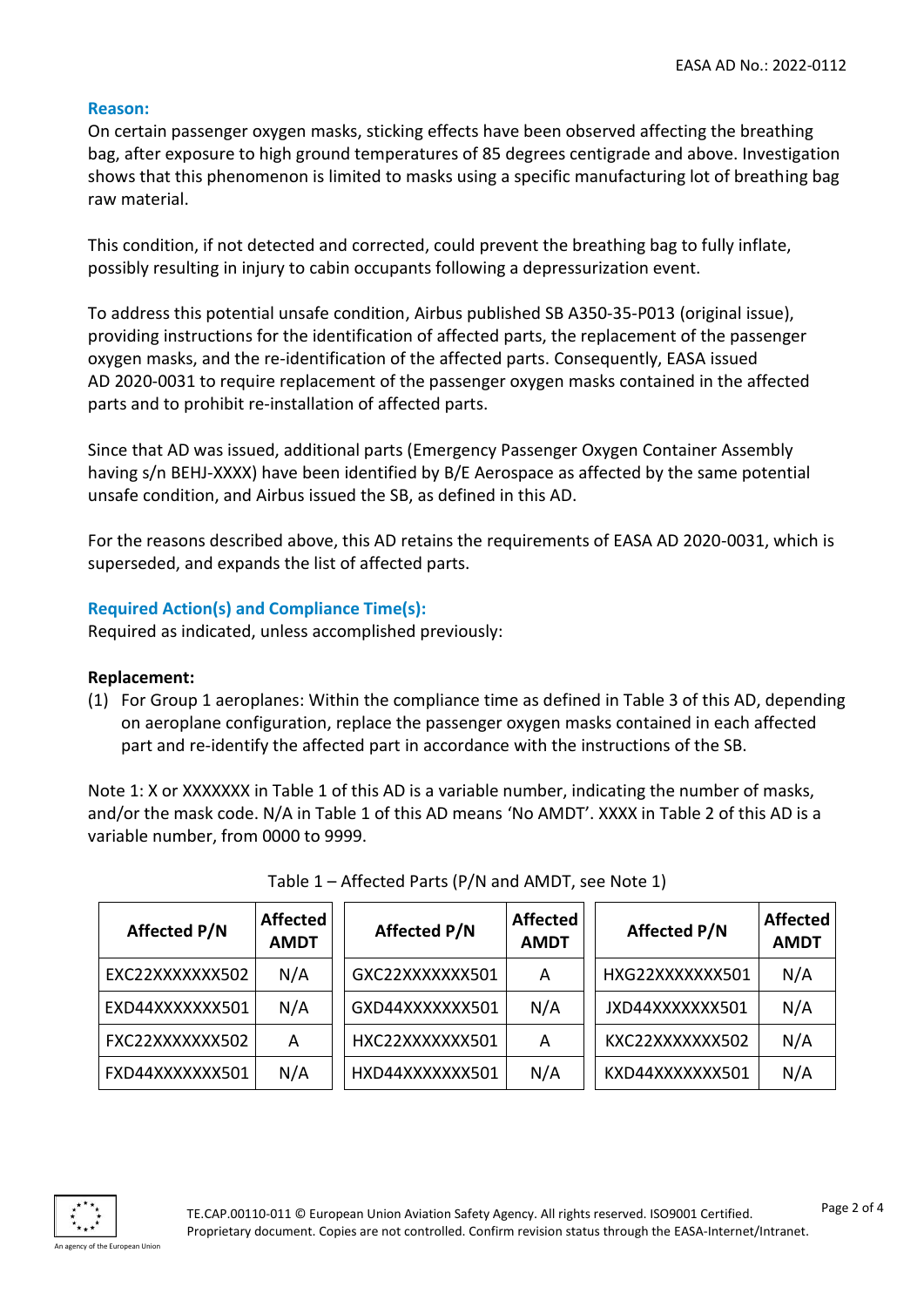### Reason:

On certain passenger oxygen masks, sticking effects have been observed affecting the breathing bag, after exposure to high ground temperatures of 85 degrees centigrade and above. Investigation shows that this phenomenon is limited to masks using a specific manufacturing lot of breathing bag raw material.

This condition, if not detected and corrected, could prevent the breathing bag to fully inflate, possibly resulting in injury to cabin occupants following a depressurization event.

To address this potential unsafe condition, Airbus published SB A350-35-P013 (original issue), providing instructions for the identification of affected parts, the replacement of the passenger oxygen masks, and the re-identification of the affected parts. Consequently, EASA issued AD 2020-0031 to require replacement of the passenger oxygen masks contained in the affected parts and to prohibit re-installation of affected parts.

Since that AD was issued, additional parts (Emergency Passenger Oxygen Container Assembly having s/n BEHJ-XXXX) have been identified by B/E Aerospace as affected by the same potential unsafe condition, and Airbus issued the SB, as defined in this AD.

For the reasons described above, this AD retains the requirements of EASA AD 2020-0031, which is superseded, and expands the list of affected parts.

### Required Action(s) and Compliance Time(s):

Required as indicated, unless accomplished previously:

**Replacement:**

(1) For Group 1 aeroplanes: Within the compliance time as defined in Table 3 of this AD, depending on aeroplane configuration, replace the passenger oxygen masks contained in each affected part and re-identify the affected part in accordance with the instructions of the SB.

Note 1: X or XXXXXXX in Table 1 of this AD is a variable number, indicating the number of masks, and/or the mask code. N/A in Table 1 of this AD means 'No AMDT'. XXXX in Table 2 of this AD is a variable number, from 0000 to 9999.

Table 1 – Affected Parts (P/N and AMDT, see Note 1)

| Affected P/N | Affected AMDT | Affected P/N | Affected AMDT | Affected P/N | Affected AMDT |
|---|---|---|---|---|---|
| EXC22XXXXXXX502 | N/A | GXC22XXXXXXX501 | A | HXG22XXXXXXX501 | N/A |
| EXD44XXXXXXX501 | N/A | GXD44XXXXXXX501 | N/A | JXD44XXXXXXX501 | N/A |
| FXC22XXXXXXX502 | A | HXC22XXXXXXX501 | A | KXC22XXXXXXX502 | N/A |
| FXD44XXXXXXX501 | N/A | HXD44XXXXXXX501 | N/A | KXD44XXXXXXX501 | N/A |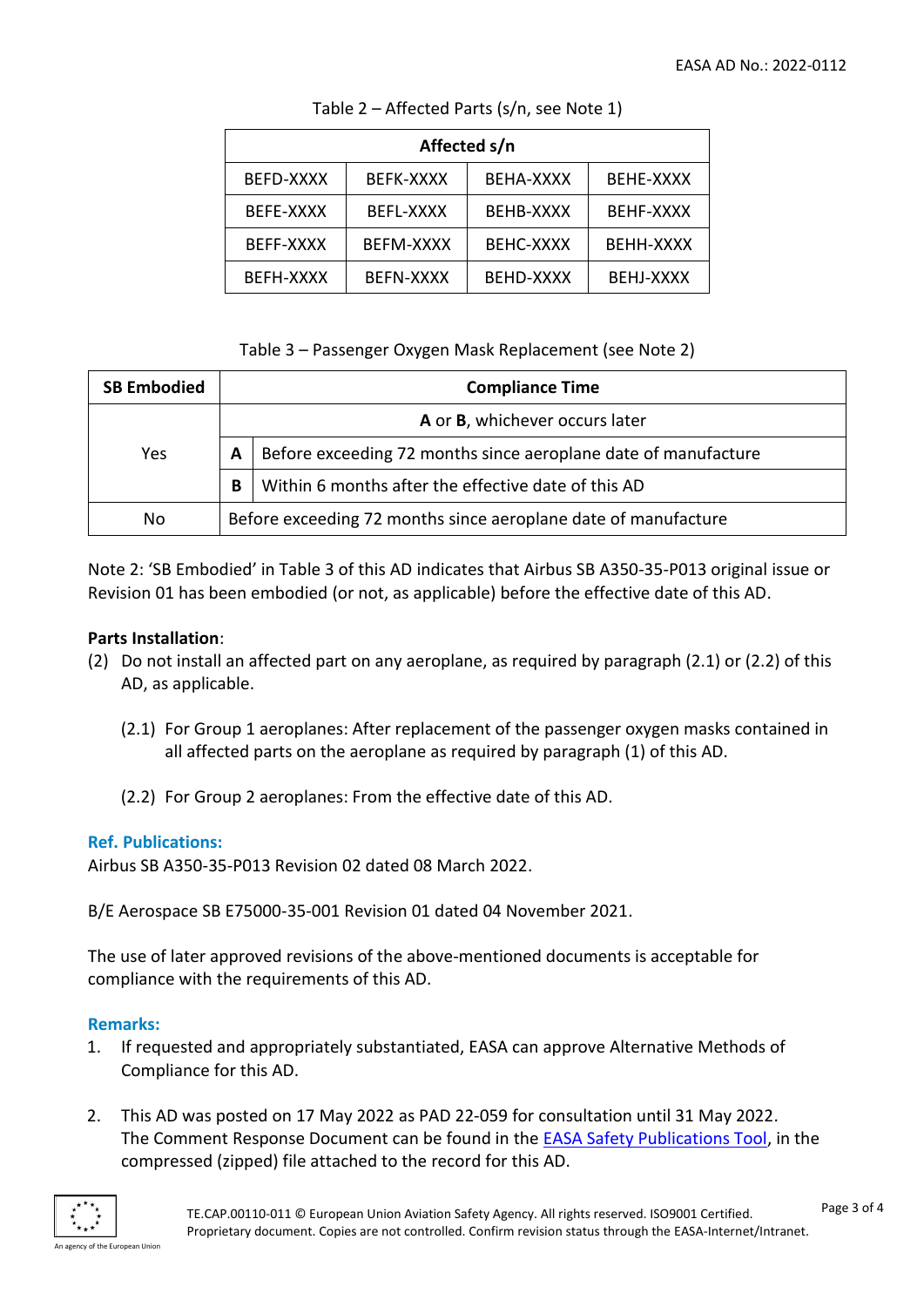Table 2 – Affected Parts (s/n, see Note 1)

| Affected s/n | | | |
|---|---|---|---|
| BEFD-XXXX | BEFK-XXXX | BEHA-XXXX | BEHE-XXXX |
| BEFE-XXXX | BEFL-XXXX | BEHB-XXXX | BEHF-XXXX |
| BEFF-XXXX | BEFM-XXXX | BEHC-XXXX | BEHH-XXXX |
| BEFH-XXXX | BEFN-XXXX | BEHD-XXXX | BEHJ-XXXX |

Table 3 – Passenger Oxygen Mask Replacement (see Note 2)

| SB Embodied | Compliance Time | |
|---|---|---|
| Yes | **A** or **B**, whichever occurs later | |
| | **A** | Before exceeding 72 months since aeroplane date of manufacture |
| | **B** | Within 6 months after the effective date of this AD |
| No | Before exceeding 72 months since aeroplane date of manufacture | |

Note 2: 'SB Embodied' in Table 3 of this AD indicates that Airbus SB A350-35-P013 original issue or Revision 01 has been embodied (or not, as applicable) before the effective date of this AD.

**Parts Installation**:

(2) Do not install an affected part on any aeroplane, as required by paragraph (2.1) or (2.2) of this AD, as applicable.

(2.1) For Group 1 aeroplanes: After replacement of the passenger oxygen masks contained in all affected parts on the aeroplane as required by paragraph (1) of this AD.

(2.2) For Group 2 aeroplanes: From the effective date of this AD.

**Ref. Publications:**

Airbus SB A350-35-P013 Revision 02 dated 08 March 2022.

B/E Aerospace SB E75000-35-001 Revision 01 dated 04 November 2021.

The use of later approved revisions of the above-mentioned documents is acceptable for compliance with the requirements of this AD.

**Remarks:**

1. If requested and appropriately substantiated, EASA can approve Alternative Methods of Compliance for this AD.

2. This AD was posted on 17 May 2022 as PAD 22-059 for consultation until 31 May 2022. The Comment Response Document can be found in the EASA Safety Publications Tool, in the compressed (zipped) file attached to the record for this AD.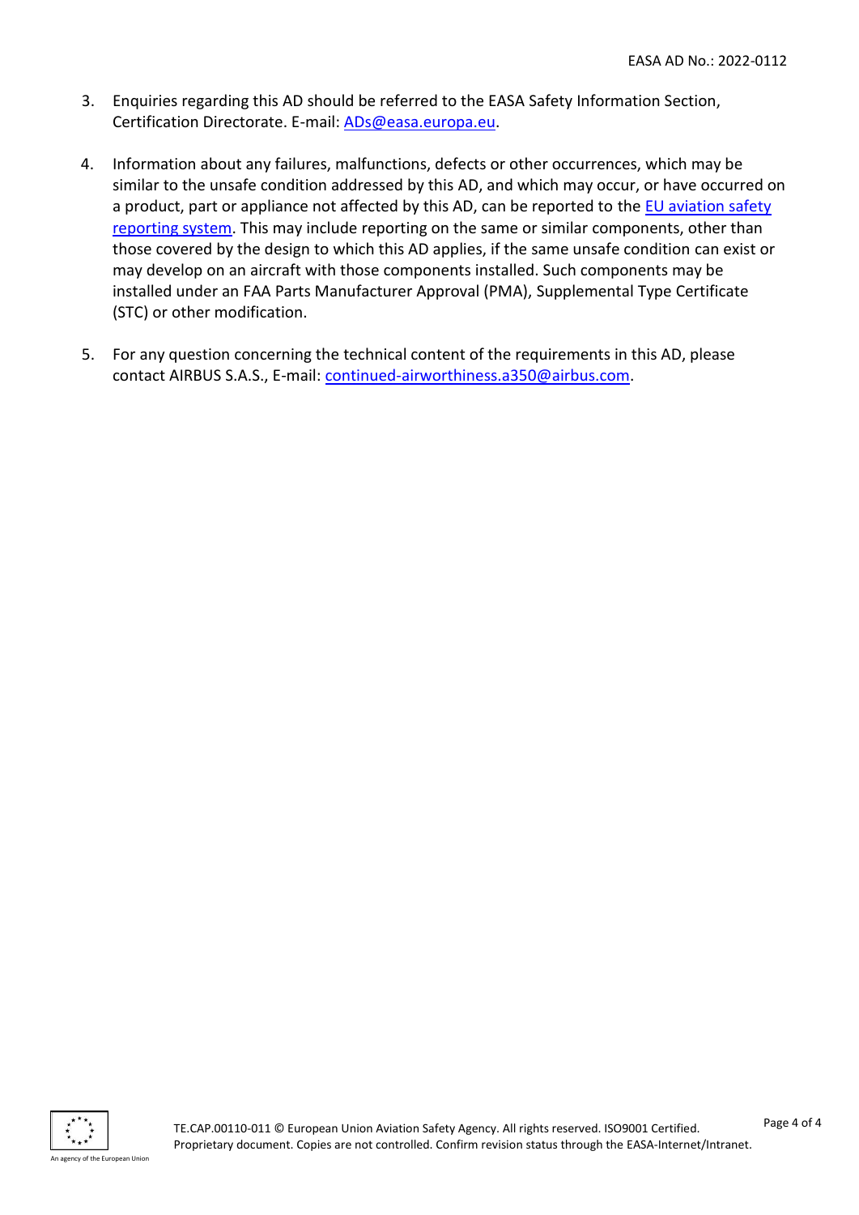3. Enquiries regarding this AD should be referred to the EASA Safety Information Section, Certification Directorate. E-mail: ADs@easa.europa.eu.

4. Information about any failures, malfunctions, defects or other occurrences, which may be similar to the unsafe condition addressed by this AD, and which may occur, or have occurred on a product, part or appliance not affected by this AD, can be reported to the EU aviation safety reporting system. This may include reporting on the same or similar components, other than those covered by the design to which this AD applies, if the same unsafe condition can exist or may develop on an aircraft with those components installed. Such components may be installed under an FAA Parts Manufacturer Approval (PMA), Supplemental Type Certificate (STC) or other modification.

5. For any question concerning the technical content of the requirements in this AD, please contact AIRBUS S.A.S., E-mail: continued-airworthiness.a350@airbus.com.